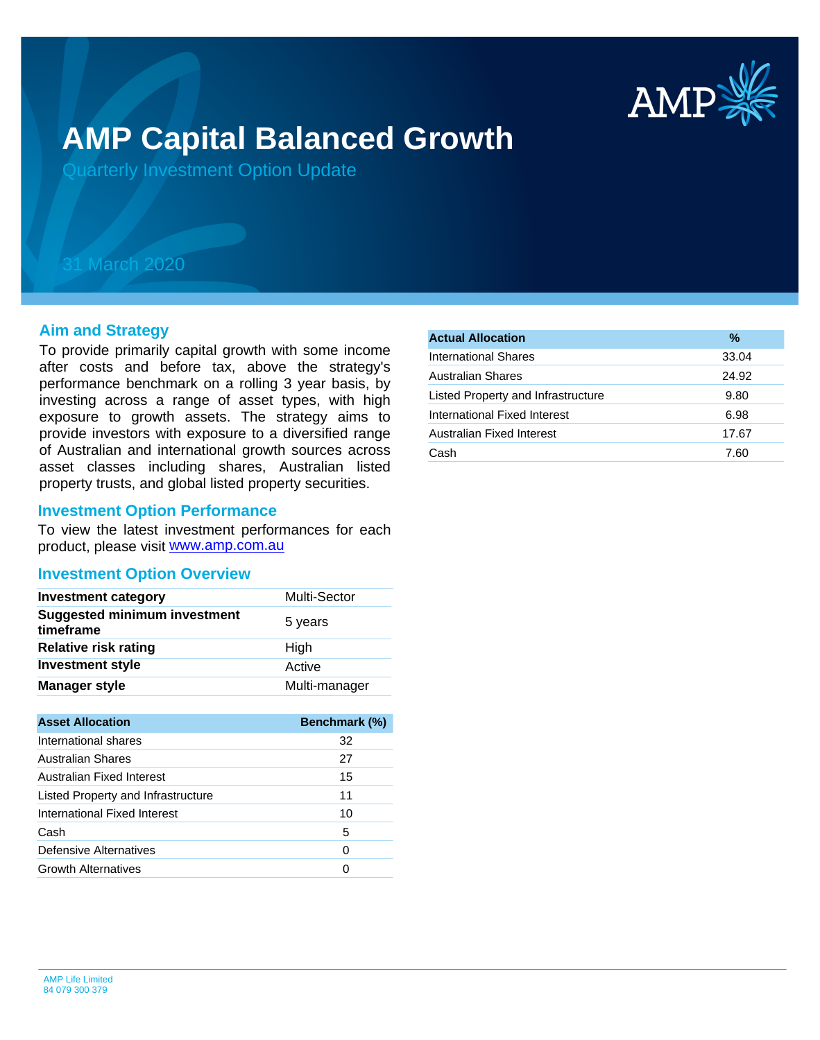# AMP Capital Balanced Growth

Quarterly Investment Option Update

31 March 2020

## Aim and Strategy

To provide primarily capital growth with some income after costs and before tax, above the strategy's performance benchmark on a rolling 3 year basis, by investing across a range of asset types, with high exposure to growth assets. The strategy aims to provide investors with exposure to a diversified range of Australian and international growth sources across asset classes including shares, Australian listed property trusts, and global listed property securities.

## Investment Option Performance

To view the latest investment performances for each product, please visit [www.amp.com.au](www.amp.com.au)

## Investment Option Overview

| | |
|---|---|
| **Investment category** | Multi-Sector |
| **Suggested minimum investment timeframe** | 5 years |
| **Relative risk rating** | High |
| **Investment style** | Active |
| **Manager style** | Multi-manager |

| Asset Allocation | Benchmark (%) |
|---|---|
| International shares | 32 |
| Australian Shares | 27 |
| Australian Fixed Interest | 15 |
| Listed Property and Infrastructure | 11 |
| International Fixed Interest | 10 |
| Cash | 5 |
| Defensive Alternatives | 0 |
| Growth Alternatives | 0 |

| Actual Allocation | % |
|---|---|
| International Shares | 33.04 |
| Australian Shares | 24.92 |
| Listed Property and Infrastructure | 9.80 |
| International Fixed Interest | 6.98 |
| Australian Fixed Interest | 17.67 |
| Cash | 7.60 |

AMP Life Limited
84 079 300 379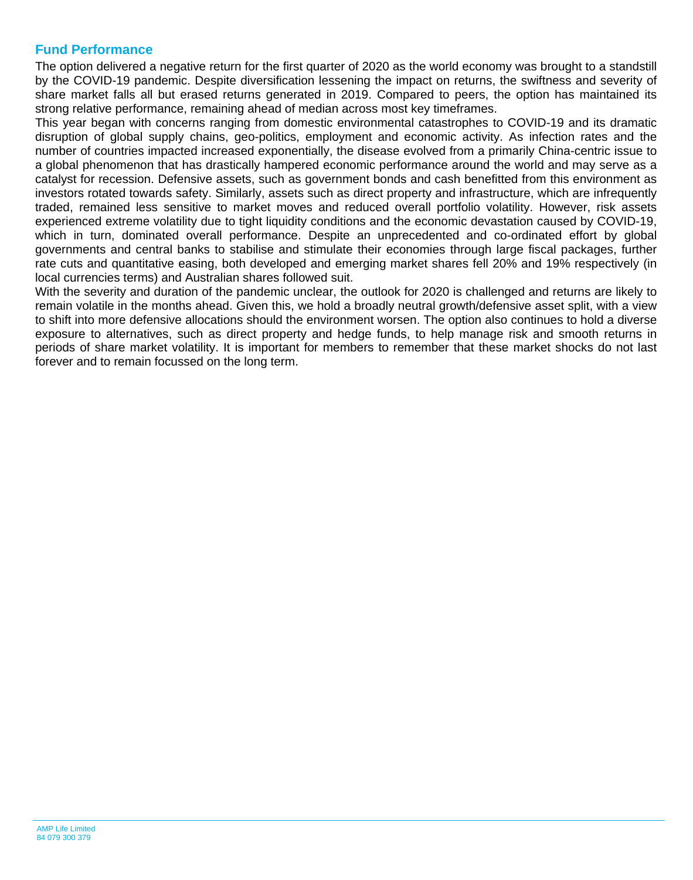## Fund Performance

The option delivered a negative return for the first quarter of 2020 as the world economy was brought to a standstill by the COVID-19 pandemic. Despite diversification lessening the impact on returns, the swiftness and severity of share market falls all but erased returns generated in 2019. Compared to peers, the option has maintained its strong relative performance, remaining ahead of median across most key timeframes.

This year began with concerns ranging from domestic environmental catastrophes to COVID-19 and its dramatic disruption of global supply chains, geo-politics, employment and economic activity. As infection rates and the number of countries impacted increased exponentially, the disease evolved from a primarily China-centric issue to a global phenomenon that has drastically hampered economic performance around the world and may serve as a catalyst for recession. Defensive assets, such as government bonds and cash benefitted from this environment as investors rotated towards safety. Similarly, assets such as direct property and infrastructure, which are infrequently traded, remained less sensitive to market moves and reduced overall portfolio volatility. However, risk assets experienced extreme volatility due to tight liquidity conditions and the economic devastation caused by COVID-19, which in turn, dominated overall performance. Despite an unprecedented and co-ordinated effort by global governments and central banks to stabilise and stimulate their economies through large fiscal packages, further rate cuts and quantitative easing, both developed and emerging market shares fell 20% and 19% respectively (in local currencies terms) and Australian shares followed suit.

With the severity and duration of the pandemic unclear, the outlook for 2020 is challenged and returns are likely to remain volatile in the months ahead. Given this, we hold a broadly neutral growth/defensive asset split, with a view to shift into more defensive allocations should the environment worsen. The option also continues to hold a diverse exposure to alternatives, such as direct property and hedge funds, to help manage risk and smooth returns in periods of share market volatility. It is important for members to remember that these market shocks do not last forever and to remain focussed on the long term.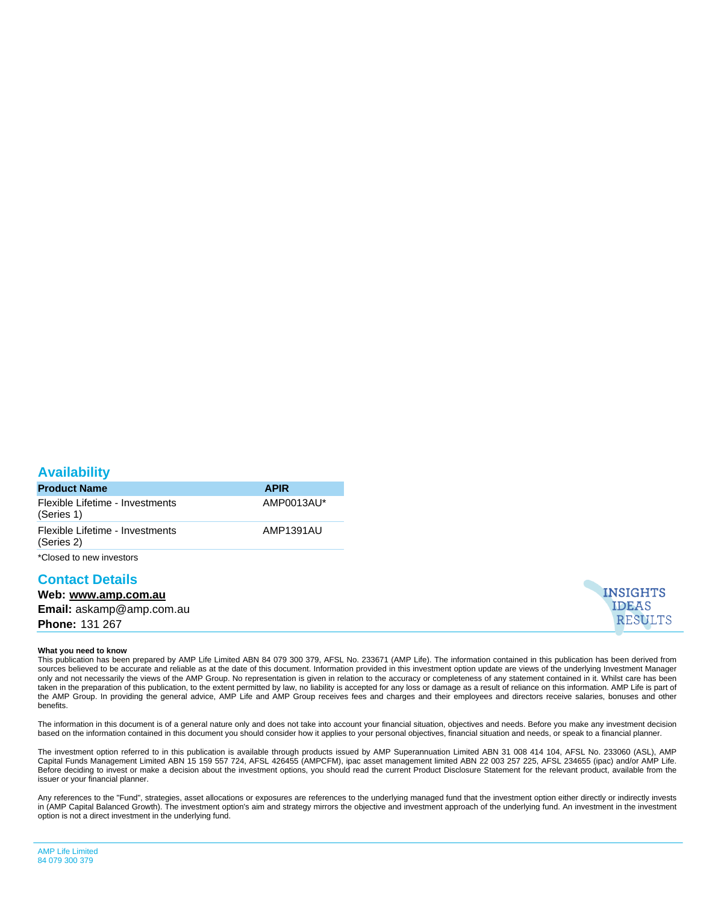## Availability

| Product Name | APIR |
|---|---|
| Flexible Lifetime - Investments (Series 1) | AMP0013AU* |
| Flexible Lifetime - Investments (Series 2) | AMP1391AU |

*Closed to new investors

## Contact Details

**Web:** **www.amp.com.au**
**Email:** askamp@amp.com.au
**Phone:** 131 267

INSIGHTS
IDEAS
RESULTS

**What you need to know**

This publication has been prepared by AMP Life Limited ABN 84 079 300 379, AFSL No. 233671 (AMP Life). The information contained in this publication has been derived from sources believed to be accurate and reliable as at the date of this document. Information provided in this investment option update are views of the underlying Investment Manager only and not necessarily the views of the AMP Group. No representation is given in relation to the accuracy or completeness of any statement contained in it. Whilst care has been taken in the preparation of this publication, to the extent permitted by law, no liability is accepted for any loss or damage as a result of reliance on this information. AMP Life is part of the AMP Group. In providing the general advice, AMP Life and AMP Group receives fees and charges and their employees and directors receive salaries, bonuses and other benefits.

The information in this document is of a general nature only and does not take into account your financial situation, objectives and needs. Before you make any investment decision based on the information contained in this document you should consider how it applies to your personal objectives, financial situation and needs, or speak to a financial planner.

The investment option referred to in this publication is available through products issued by AMP Superannuation Limited ABN 31 008 414 104, AFSL No. 233060 (ASL), AMP Capital Funds Management Limited ABN 15 159 557 724, AFSL 426455 (AMPCFM), ipac asset management limited ABN 22 003 257 225, AFSL 234655 (ipac) and/or AMP Life. Before deciding to invest or make a decision about the investment options, you should read the current Product Disclosure Statement for the relevant product, available from the issuer or your financial planner.

Any references to the "Fund", strategies, asset allocations or exposures are references to the underlying managed fund that the investment option either directly or indirectly invests in (AMP Capital Balanced Growth). The investment option's aim and strategy mirrors the objective and investment approach of the underlying fund. An investment in the investment option is not a direct investment in the underlying fund.

AMP Life Limited
84 079 300 379